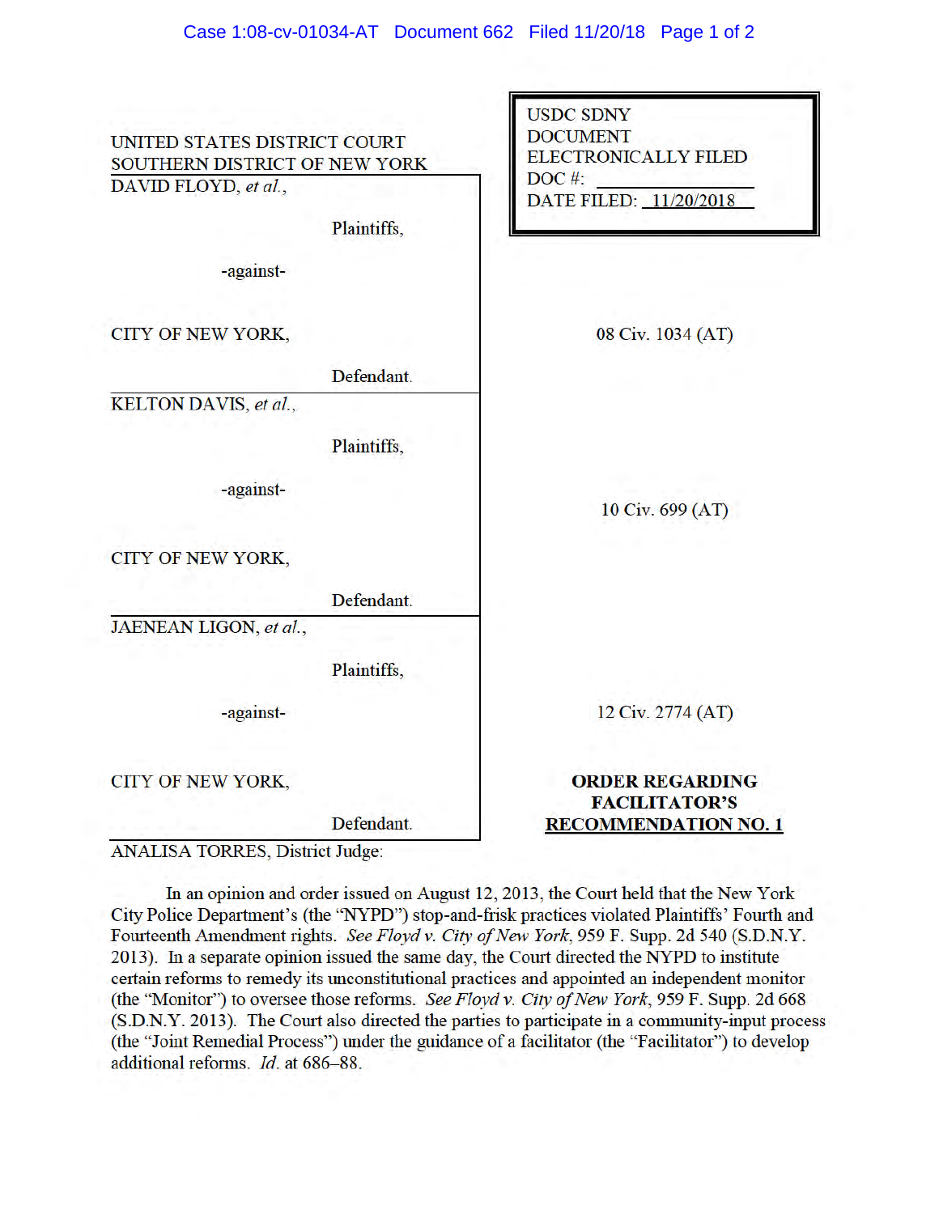USDC SDNY
DOCUMENT
ELECTRONICALLY FILED
DOC #: \_\_\_\_\_\_\_\_\_\_\_\_
DATE FILED: 11/20/2018

UNITED STATES DISTRICT COURT
SOUTHERN DISTRICT OF NEW YORK

DAVID FLOYD, *et al.*,

Plaintiffs,

-against-

CITY OF NEW YORK,

Defendant.

08 Civ. 1034 (AT)

KELTON DAVIS, *et al.*,

Plaintiffs,

-against-

CITY OF NEW YORK,

Defendant.

10 Civ. 699 (AT)

JAENEAN LIGON, *et al.*,

Plaintiffs,

-against-

CITY OF NEW YORK,

Defendant.

12 Civ. 2774 (AT)

**ORDER REGARDING FACILITATOR'S RECOMMENDATION NO. 1**

ANALISA TORRES, District Judge:

In an opinion and order issued on August 12, 2013, the Court held that the New York City Police Department's (the "NYPD") stop-and-frisk practices violated Plaintiffs' Fourth and Fourteenth Amendment rights. *See Floyd v. City of New York*, 959 F. Supp. 2d 540 (S.D.N.Y. 2013). In a separate opinion issued the same day, the Court directed the NYPD to institute certain reforms to remedy its unconstitutional practices and appointed an independent monitor (the "Monitor") to oversee those reforms. *See Floyd v. City of New York*, 959 F. Supp. 2d 668 (S.D.N.Y. 2013). The Court also directed the parties to participate in a community-input process (the "Joint Remedial Process") under the guidance of a facilitator (the "Facilitator") to develop additional reforms. *Id.* at 686–88.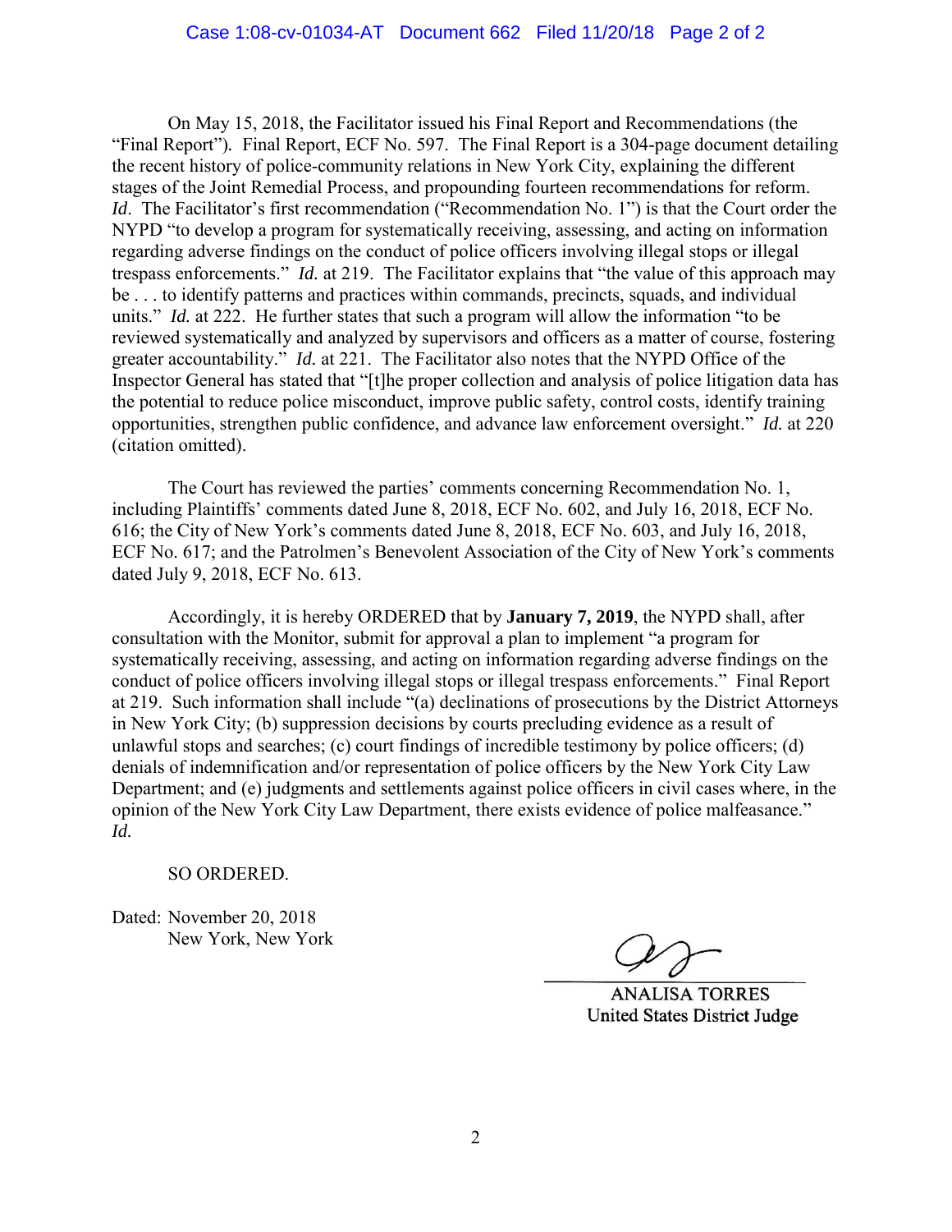On May 15, 2018, the Facilitator issued his Final Report and Recommendations (the "Final Report"). Final Report, ECF No. 597. The Final Report is a 304-page document detailing the recent history of police-community relations in New York City, explaining the different stages of the Joint Remedial Process, and propounding fourteen recommendations for reform. *Id*. The Facilitator's first recommendation ("Recommendation No. 1") is that the Court order the NYPD "to develop a program for systematically receiving, assessing, and acting on information regarding adverse findings on the conduct of police officers involving illegal stops or illegal trespass enforcements." *Id.* at 219. The Facilitator explains that "the value of this approach may be . . . to identify patterns and practices within commands, precincts, squads, and individual units." *Id.* at 222. He further states that such a program will allow the information "to be reviewed systematically and analyzed by supervisors and officers as a matter of course, fostering greater accountability." *Id.* at 221. The Facilitator also notes that the NYPD Office of the Inspector General has stated that "[t]he proper collection and analysis of police litigation data has the potential to reduce police misconduct, improve public safety, control costs, identify training opportunities, strengthen public confidence, and advance law enforcement oversight." *Id.* at 220 (citation omitted).

The Court has reviewed the parties' comments concerning Recommendation No. 1, including Plaintiffs' comments dated June 8, 2018, ECF No. 602, and July 16, 2018, ECF No. 616; the City of New York's comments dated June 8, 2018, ECF No. 603, and July 16, 2018, ECF No. 617; and the Patrolmen's Benevolent Association of the City of New York's comments dated July 9, 2018, ECF No. 613.

Accordingly, it is hereby ORDERED that by **January 7, 2019**, the NYPD shall, after consultation with the Monitor, submit for approval a plan to implement "a program for systematically receiving, assessing, and acting on information regarding adverse findings on the conduct of police officers involving illegal stops or illegal trespass enforcements." Final Report at 219. Such information shall include "(a) declinations of prosecutions by the District Attorneys in New York City; (b) suppression decisions by courts precluding evidence as a result of unlawful stops and searches; (c) court findings of incredible testimony by police officers; (d) denials of indemnification and/or representation of police officers by the New York City Law Department; and (e) judgments and settlements against police officers in civil cases where, in the opinion of the New York City Law Department, there exists evidence of police malfeasance." *Id.*

SO ORDERED.

Dated: November 20, 2018
New York, New York

ANALISA TORRES
United States District Judge